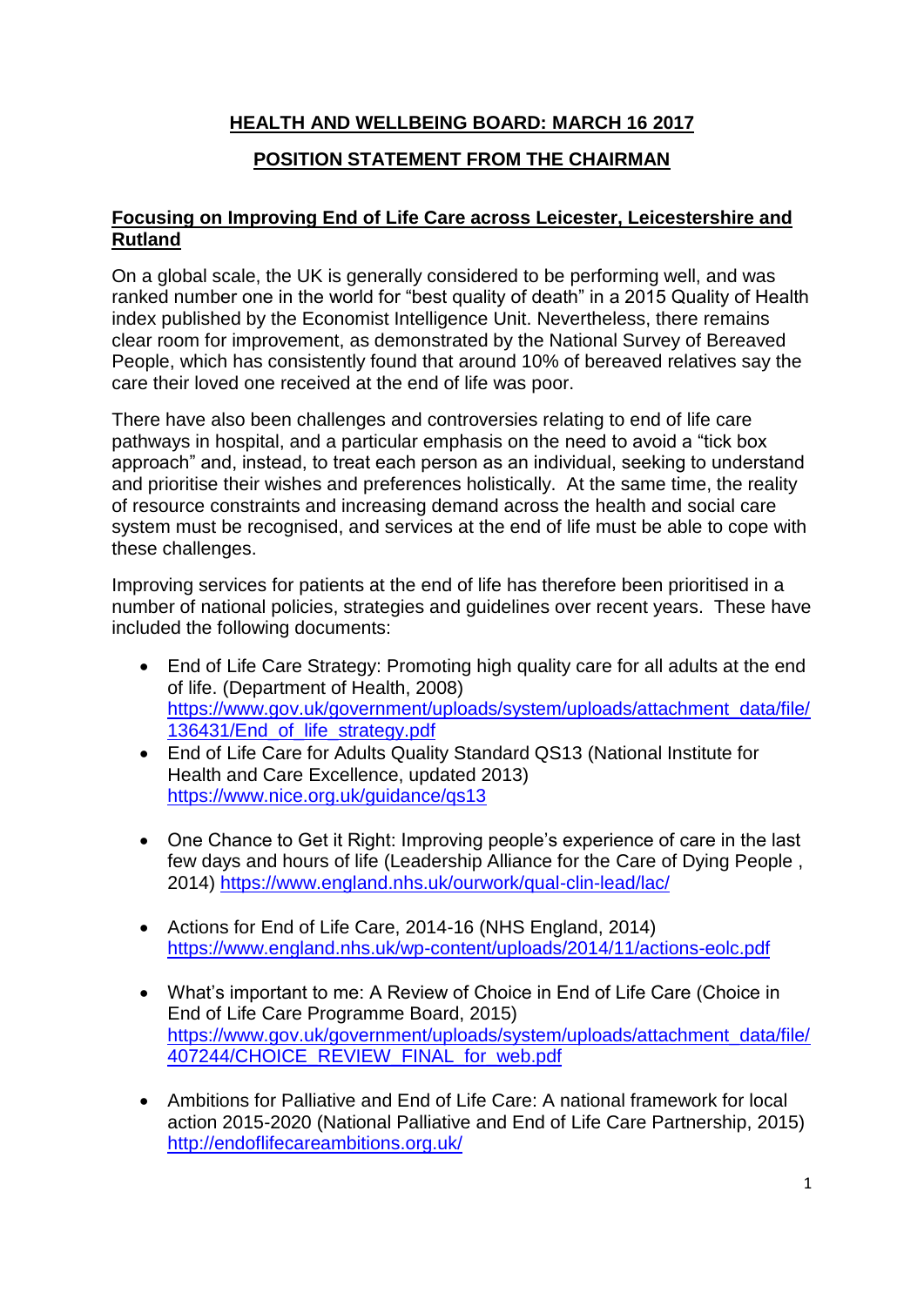# HEALTH AND WELLBEING BOARD: MARCH 16 2017

## POSITION STATEMENT FROM THE CHAIRMAN

### Focusing on Improving End of Life Care across Leicester, Leicestershire and Rutland

On a global scale, the UK is generally considered to be performing well, and was ranked number one in the world for "best quality of death" in a 2015 Quality of Health index published by the Economist Intelligence Unit. Nevertheless, there remains clear room for improvement, as demonstrated by the National Survey of Bereaved People, which has consistently found that around 10% of bereaved relatives say the care their loved one received at the end of life was poor.

There have also been challenges and controversies relating to end of life care pathways in hospital, and a particular emphasis on the need to avoid a "tick box approach" and, instead, to treat each person as an individual, seeking to understand and prioritise their wishes and preferences holistically. At the same time, the reality of resource constraints and increasing demand across the health and social care system must be recognised, and services at the end of life must be able to cope with these challenges.

Improving services for patients at the end of life has therefore been prioritised in a number of national policies, strategies and guidelines over recent years. These have included the following documents:

- End of Life Care Strategy: Promoting high quality care for all adults at the end of life. (Department of Health, 2008) https://www.gov.uk/government/uploads/system/uploads/attachment_data/file/136431/End_of_life_strategy.pdf
- End of Life Care for Adults Quality Standard QS13 (National Institute for Health and Care Excellence, updated 2013) https://www.nice.org.uk/guidance/qs13
- One Chance to Get it Right: Improving people's experience of care in the last few days and hours of life (Leadership Alliance for the Care of Dying People , 2014) https://www.england.nhs.uk/ourwork/qual-clin-lead/lac/
- Actions for End of Life Care, 2014-16 (NHS England, 2014) https://www.england.nhs.uk/wp-content/uploads/2014/11/actions-eolc.pdf
- What's important to me: A Review of Choice in End of Life Care (Choice in End of Life Care Programme Board, 2015) https://www.gov.uk/government/uploads/system/uploads/attachment_data/file/407244/CHOICE_REVIEW_FINAL_for_web.pdf
- Ambitions for Palliative and End of Life Care: A national framework for local action 2015-2020 (National Palliative and End of Life Care Partnership, 2015) http://endoflifecareambitions.org.uk/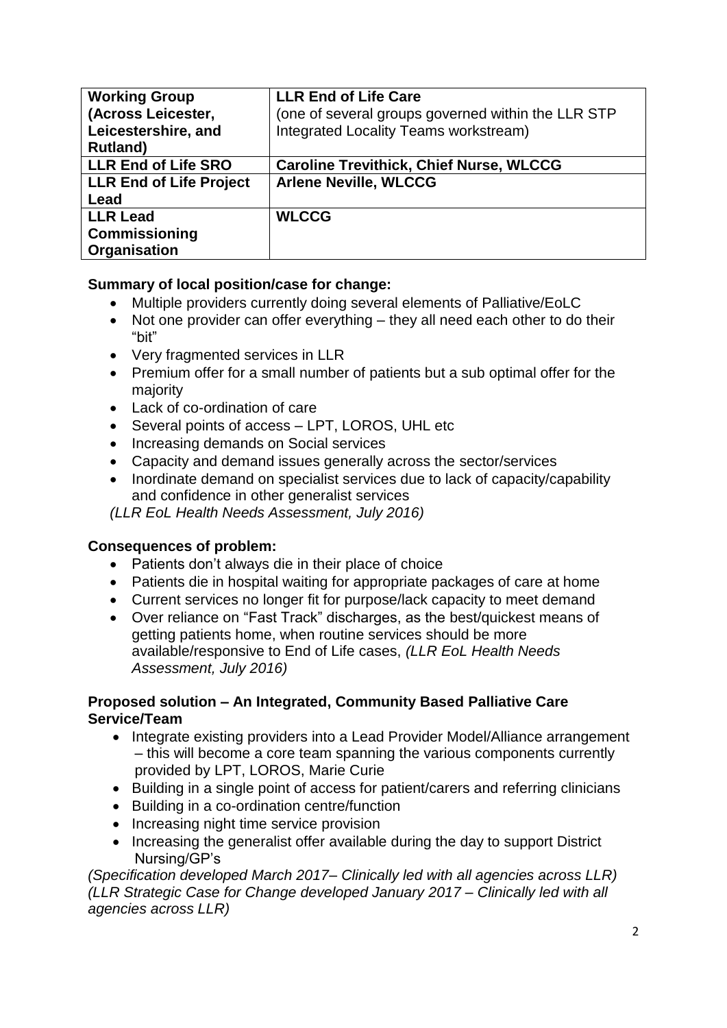| **Working Group (Across Leicester, Leicestershire, and Rutland)** | **LLR End of Life Care** (one of several groups governed within the LLR STP Integrated Locality Teams workstream) |
|---|---|
| **LLR End of Life SRO** | **Caroline Trevithick, Chief Nurse, WLCCG** |
| **LLR End of Life Project Lead** | **Arlene Neville, WLCCG** |
| **LLR Lead Commissioning Organisation** | **WLCCG** |

**Summary of local position/case for change:**

- Multiple providers currently doing several elements of Palliative/EoLC
- Not one provider can offer everything – they all need each other to do their "bit"
- Very fragmented services in LLR
- Premium offer for a small number of patients but a sub optimal offer for the majority
- Lack of co-ordination of care
- Several points of access – LPT, LOROS, UHL etc
- Increasing demands on Social services
- Capacity and demand issues generally across the sector/services
- Inordinate demand on specialist services due to lack of capacity/capability and confidence in other generalist services

*(LLR EoL Health Needs Assessment, July 2016)*

**Consequences of problem:**

- Patients don't always die in their place of choice
- Patients die in hospital waiting for appropriate packages of care at home
- Current services no longer fit for purpose/lack capacity to meet demand
- Over reliance on "Fast Track" discharges, as the best/quickest means of getting patients home, when routine services should be more available/responsive to End of Life cases, *(LLR EoL Health Needs Assessment, July 2016)*

**Proposed solution – An Integrated, Community Based Palliative Care Service/Team**

- Integrate existing providers into a Lead Provider Model/Alliance arrangement – this will become a core team spanning the various components currently provided by LPT, LOROS, Marie Curie
- Building in a single point of access for patient/carers and referring clinicians
- Building in a co-ordination centre/function
- Increasing night time service provision
- Increasing the generalist offer available during the day to support District Nursing/GP's

*(Specification developed March 2017– Clinically led with all agencies across LLR)*
*(LLR Strategic Case for Change developed January 2017 – Clinically led with all agencies across LLR)*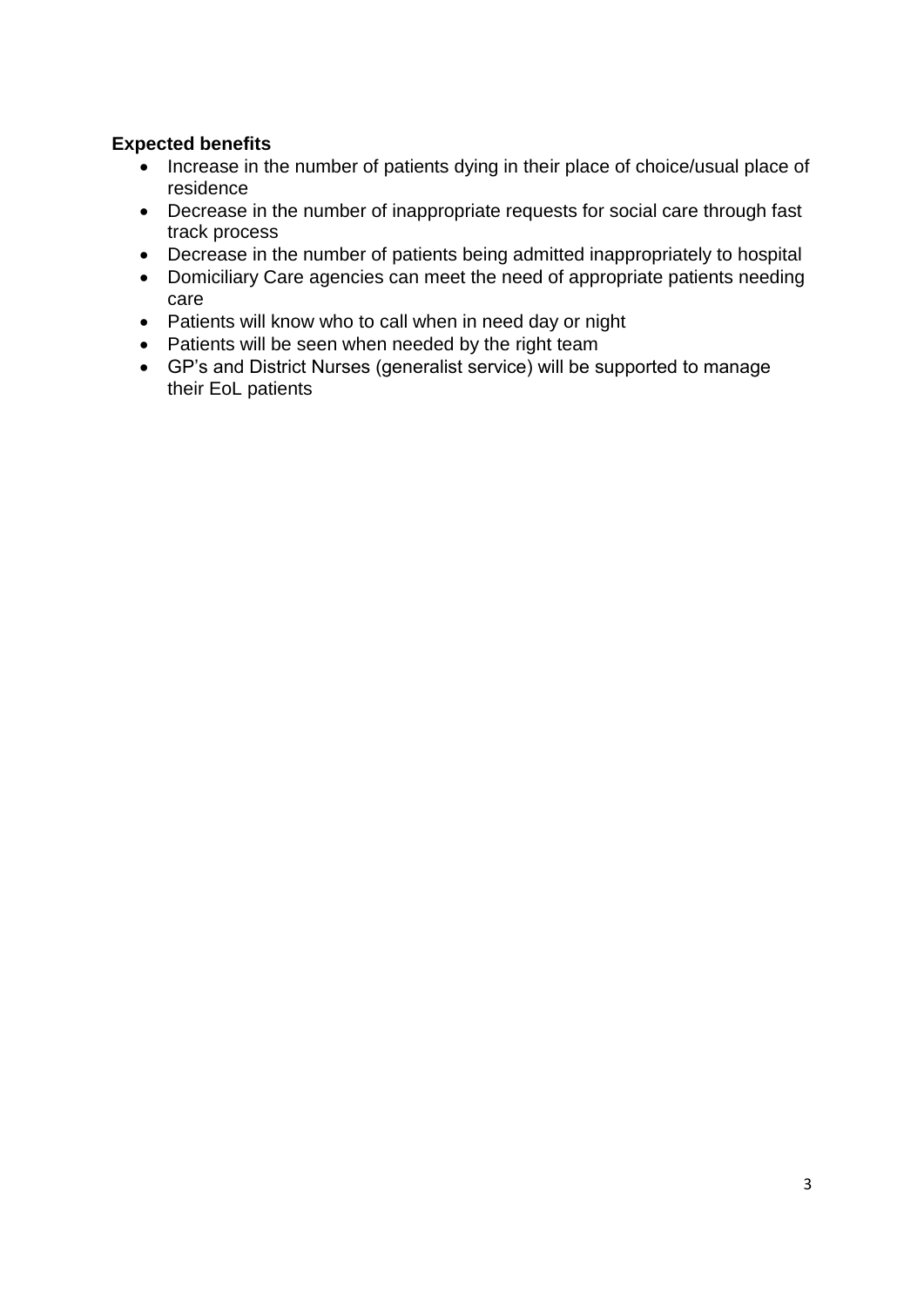**Expected benefits**

- Increase in the number of patients dying in their place of choice/usual place of residence
- Decrease in the number of inappropriate requests for social care through fast track process
- Decrease in the number of patients being admitted inappropriately to hospital
- Domiciliary Care agencies can meet the need of appropriate patients needing care
- Patients will know who to call when in need day or night
- Patients will be seen when needed by the right team
- GP's and District Nurses (generalist service) will be supported to manage their EoL patients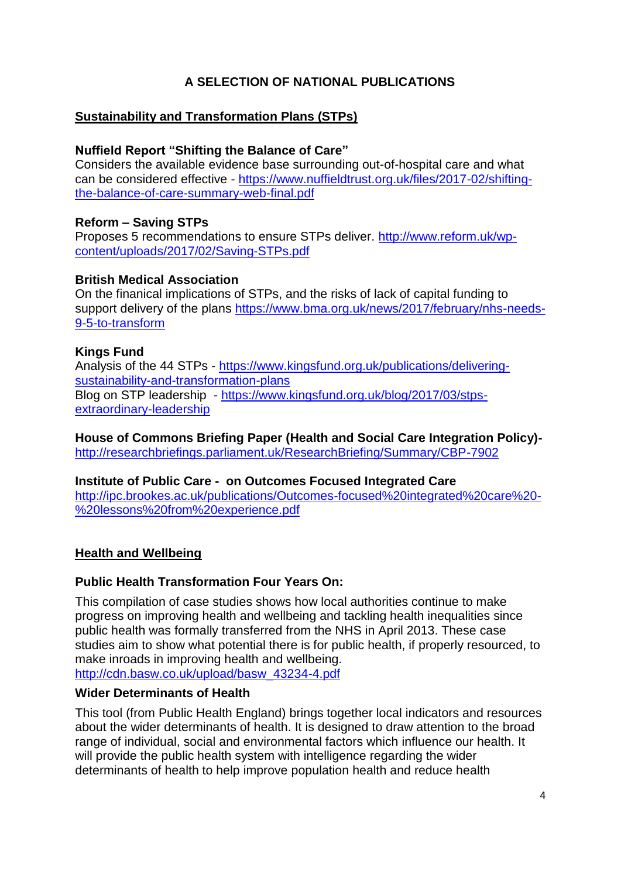## A SELECTION OF NATIONAL PUBLICATIONS

### Sustainability and Transformation Plans (STPs)

**Nuffield Report "Shifting the Balance of Care"**
Considers the available evidence base surrounding out-of-hospital care and what can be considered effective - https://www.nuffieldtrust.org.uk/files/2017-02/shifting-the-balance-of-care-summary-web-final.pdf

**Reform – Saving STPs**
Proposes 5 recommendations to ensure STPs deliver. http://www.reform.uk/wp-content/uploads/2017/02/Saving-STPs.pdf

**British Medical Association**
On the finanical implications of STPs, and the risks of lack of capital funding to support delivery of the plans https://www.bma.org.uk/news/2017/february/nhs-needs-9-5-to-transform

**Kings Fund**
Analysis of the 44 STPs - https://www.kingsfund.org.uk/publications/delivering-sustainability-and-transformation-plans
Blog on STP leadership - https://www.kingsfund.org.uk/blog/2017/03/stps-extraordinary-leadership

**House of Commons Briefing Paper (Health and Social Care Integration Policy)-**
http://researchbriefings.parliament.uk/ResearchBriefing/Summary/CBP-7902

**Institute of Public Care - on Outcomes Focused Integrated Care**
http://ipc.brookes.ac.uk/publications/Outcomes-focused%20integrated%20care%20-%20lessons%20from%20experience.pdf

### Health and Wellbeing

**Public Health Transformation Four Years On:**

This compilation of case studies shows how local authorities continue to make progress on improving health and wellbeing and tackling health inequalities since public health was formally transferred from the NHS in April 2013. These case studies aim to show what potential there is for public health, if properly resourced, to make inroads in improving health and wellbeing.
http://cdn.basw.co.uk/upload/basw_43234-4.pdf

**Wider Determinants of Health**

This tool (from Public Health England) brings together local indicators and resources about the wider determinants of health. It is designed to draw attention to the broad range of individual, social and environmental factors which influence our health. It will provide the public health system with intelligence regarding the wider determinants of health to help improve population health and reduce health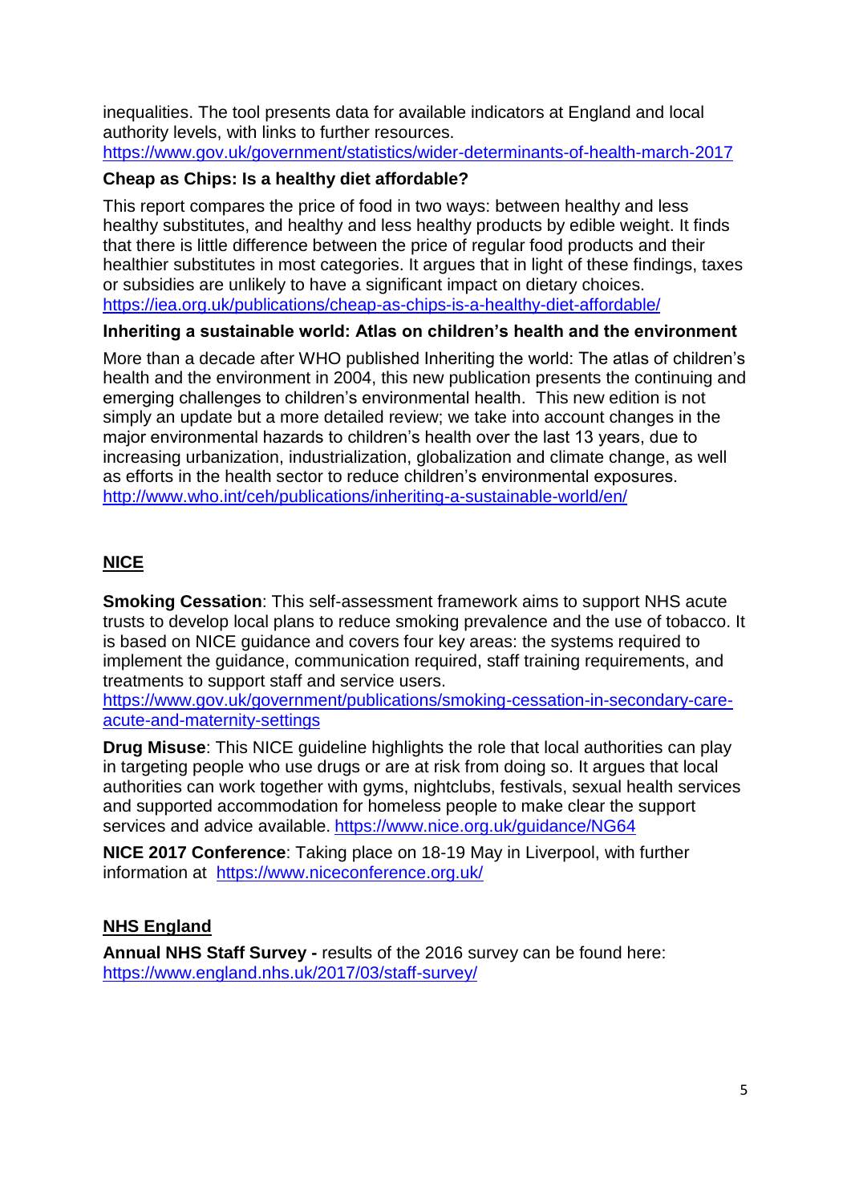inequalities. The tool presents data for available indicators at England and local authority levels, with links to further resources. https://www.gov.uk/government/statistics/wider-determinants-of-health-march-2017

**Cheap as Chips: Is a healthy diet affordable?**

This report compares the price of food in two ways: between healthy and less healthy substitutes, and healthy and less healthy products by edible weight. It finds that there is little difference between the price of regular food products and their healthier substitutes in most categories. It argues that in light of these findings, taxes or subsidies are unlikely to have a significant impact on dietary choices. https://iea.org.uk/publications/cheap-as-chips-is-a-healthy-diet-affordable/

**Inheriting a sustainable world: Atlas on children's health and the environment**

More than a decade after WHO published Inheriting the world: The atlas of children's health and the environment in 2004, this new publication presents the continuing and emerging challenges to children's environmental health. This new edition is not simply an update but a more detailed review; we take into account changes in the major environmental hazards to children's health over the last 13 years, due to increasing urbanization, industrialization, globalization and climate change, as well as efforts in the health sector to reduce children's environmental exposures. http://www.who.int/ceh/publications/inheriting-a-sustainable-world/en/

## NICE

**Smoking Cessation**: This self-assessment framework aims to support NHS acute trusts to develop local plans to reduce smoking prevalence and the use of tobacco. It is based on NICE guidance and covers four key areas: the systems required to implement the guidance, communication required, staff training requirements, and treatments to support staff and service users. https://www.gov.uk/government/publications/smoking-cessation-in-secondary-care-acute-and-maternity-settings

**Drug Misuse**: This NICE guideline highlights the role that local authorities can play in targeting people who use drugs or are at risk from doing so. It argues that local authorities can work together with gyms, nightclubs, festivals, sexual health services and supported accommodation for homeless people to make clear the support services and advice available. https://www.nice.org.uk/guidance/NG64

**NICE 2017 Conference**: Taking place on 18-19 May in Liverpool, with further information at https://www.niceconference.org.uk/

## NHS England

**Annual NHS Staff Survey -** results of the 2016 survey can be found here: https://www.england.nhs.uk/2017/03/staff-survey/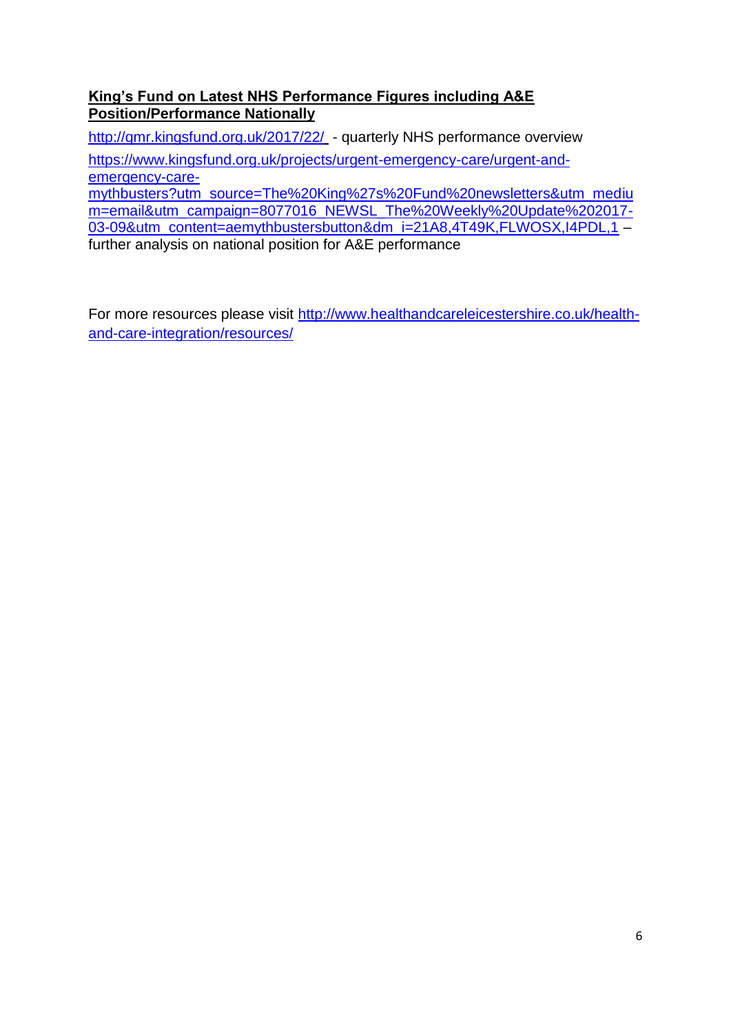**King's Fund on Latest NHS Performance Figures including A&E Position/Performance Nationally**

http://qmr.kingsfund.org.uk/2017/22/ - quarterly NHS performance overview

https://www.kingsfund.org.uk/projects/urgent-emergency-care/urgent-and-emergency-care-mythbusters?utm_source=The%20King%27s%20Fund%20newsletters&utm_medium=email&utm_campaign=8077016_NEWSL_The%20Weekly%20Update%202017-03-09&utm_content=aemythbustersbutton&dm_i=21A8,4T49K,FLWOSX,I4PDL,1 – further analysis on national position for A&E performance

For more resources please visit http://www.healthandcareleicestershire.co.uk/health-and-care-integration/resources/